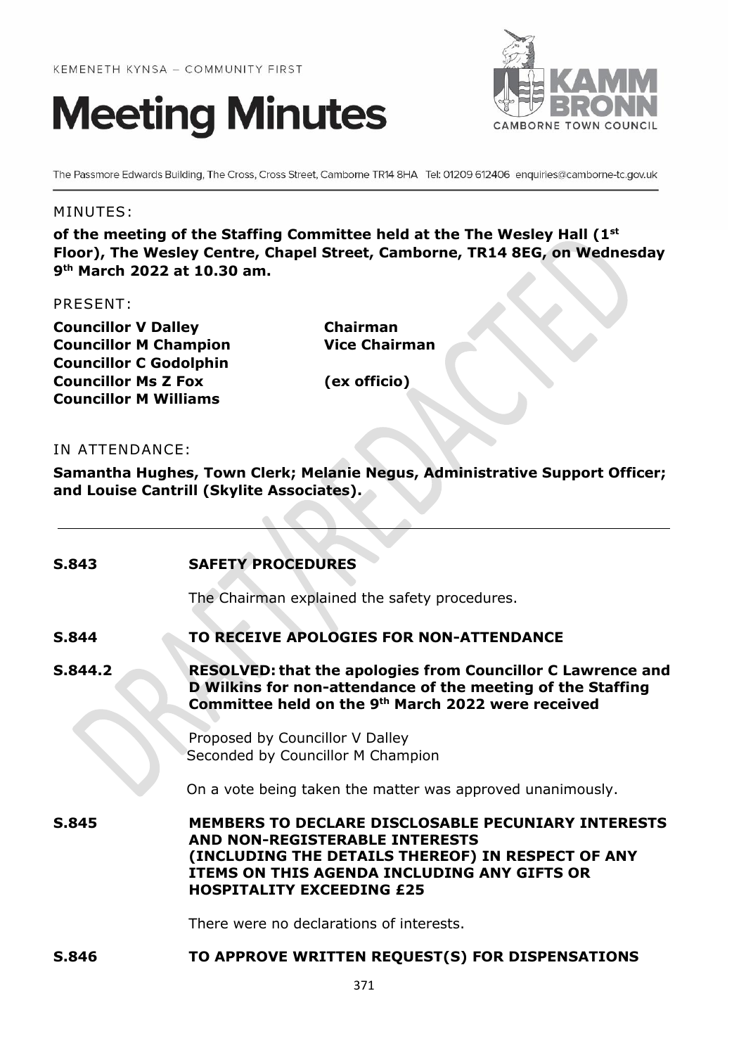KEMENETH KYNSA – COMMUNITY FIRST

# Meeting Minutes

The Passmore Edwards Building, The Cross, Cross Street, Camborne TR14 8HA Tel: 01209 612406 enquiries@camborne-tc.gov.uk

MINUTES:

**of the meeting of the Staffing Committee held at the The Wesley Hall (1st Floor), The Wesley Centre, Chapel Street, Camborne, TR14 8EG, on Wednesday 9th March 2022 at 10.30 am.**

PRESENT:

| | |
|---|---|
| **Councillor V Dalley** | **Chairman** |
| **Councillor M Champion** | **Vice Chairman** |
| **Councillor C Godolphin** | |
| **Councillor Ms Z Fox** | **(ex officio)** |
| **Councillor M Williams** | |

IN ATTENDANCE:

**Samantha Hughes, Town Clerk; Melanie Negus, Administrative Support Officer; and Louise Cantrill (Skylite Associates).**

---

**S.843 SAFETY PROCEDURES**

The Chairman explained the safety procedures.

**S.844 TO RECEIVE APOLOGIES FOR NON-ATTENDANCE**

**S.844.2 RESOLVED: that the apologies from Councillor C Lawrence and D Wilkins for non-attendance of the meeting of the Staffing Committee held on the 9th March 2022 were received**

Proposed by Councillor V Dalley
Seconded by Councillor M Champion

On a vote being taken the matter was approved unanimously.

**S.845 MEMBERS TO DECLARE DISCLOSABLE PECUNIARY INTERESTS AND NON-REGISTERABLE INTERESTS (INCLUDING THE DETAILS THEREOF) IN RESPECT OF ANY ITEMS ON THIS AGENDA INCLUDING ANY GIFTS OR HOSPITALITY EXCEEDING £25**

There were no declarations of interests.

**S.846 TO APPROVE WRITTEN REQUEST(S) FOR DISPENSATIONS**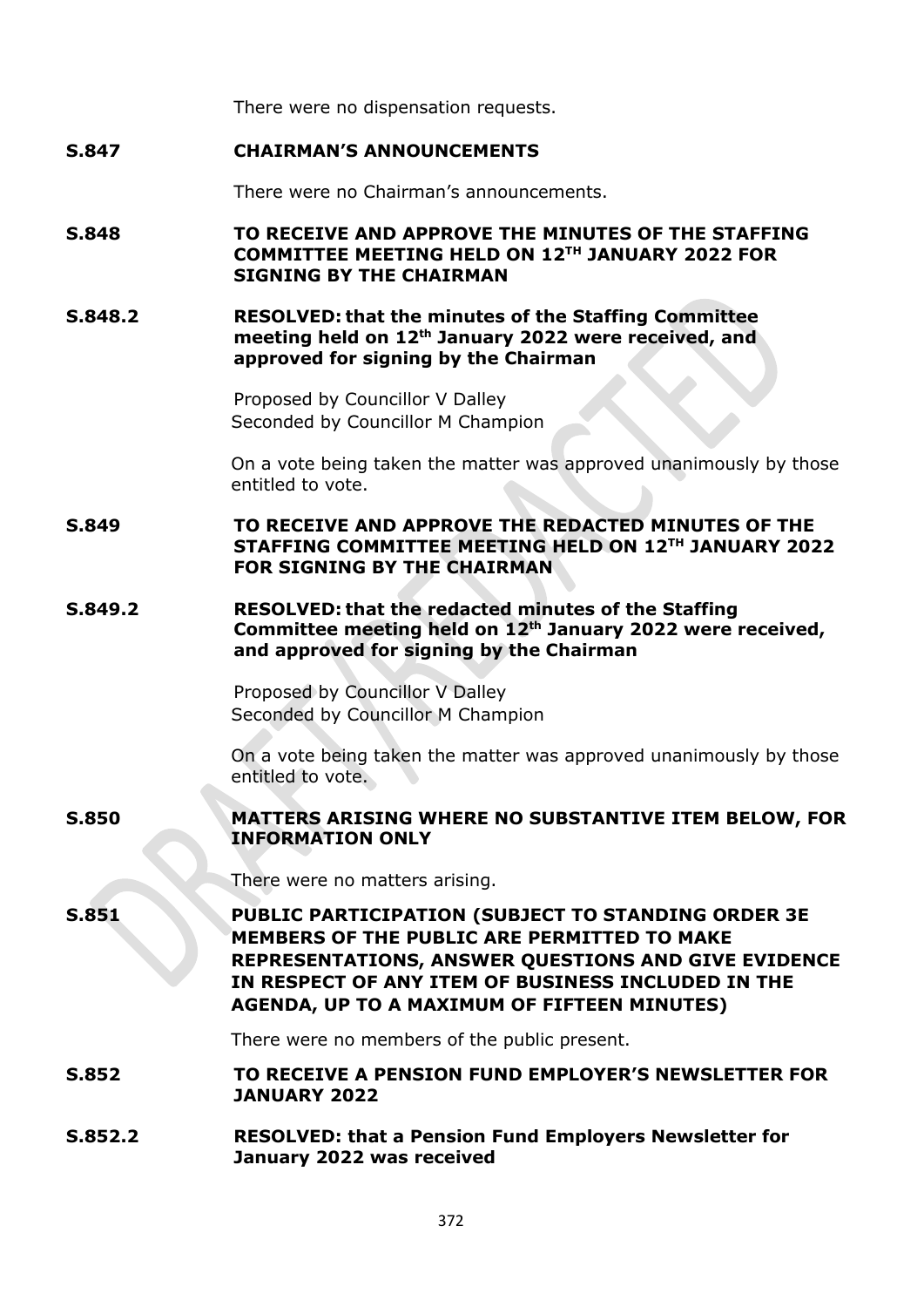There were no dispensation requests.

**S.847 CHAIRMAN'S ANNOUNCEMENTS**

There were no Chairman's announcements.

**S.848 TO RECEIVE AND APPROVE THE MINUTES OF THE STAFFING COMMITTEE MEETING HELD ON 12TH JANUARY 2022 FOR SIGNING BY THE CHAIRMAN**

**S.848.2 RESOLVED: that the minutes of the Staffing Committee meeting held on 12th January 2022 were received, and approved for signing by the Chairman**

Proposed by Councillor V Dalley
Seconded by Councillor M Champion

On a vote being taken the matter was approved unanimously by those entitled to vote.

**S.849 TO RECEIVE AND APPROVE THE REDACTED MINUTES OF THE STAFFING COMMITTEE MEETING HELD ON 12TH JANUARY 2022 FOR SIGNING BY THE CHAIRMAN**

**S.849.2 RESOLVED: that the redacted minutes of the Staffing Committee meeting held on 12th January 2022 were received, and approved for signing by the Chairman**

Proposed by Councillor V Dalley
Seconded by Councillor M Champion

On a vote being taken the matter was approved unanimously by those entitled to vote.

**S.850 MATTERS ARISING WHERE NO SUBSTANTIVE ITEM BELOW, FOR INFORMATION ONLY**

There were no matters arising.

**S.851 PUBLIC PARTICIPATION (SUBJECT TO STANDING ORDER 3E MEMBERS OF THE PUBLIC ARE PERMITTED TO MAKE REPRESENTATIONS, ANSWER QUESTIONS AND GIVE EVIDENCE IN RESPECT OF ANY ITEM OF BUSINESS INCLUDED IN THE AGENDA, UP TO A MAXIMUM OF FIFTEEN MINUTES)**

There were no members of the public present.

**S.852 TO RECEIVE A PENSION FUND EMPLOYER'S NEWSLETTER FOR JANUARY 2022**

**S.852.2 RESOLVED: that a Pension Fund Employers Newsletter for January 2022 was received**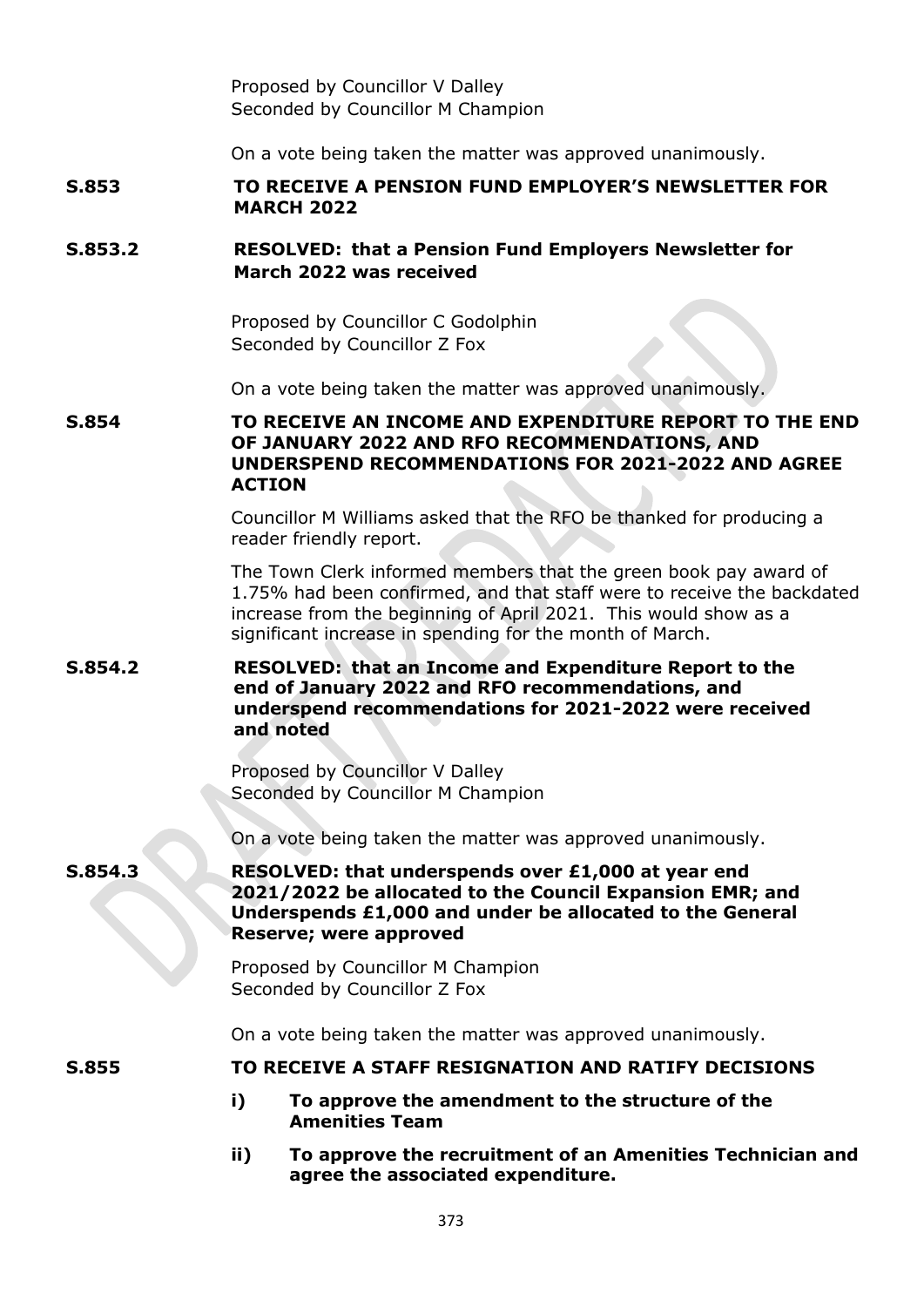Proposed by Councillor V Dalley
Seconded by Councillor M Champion

On a vote being taken the matter was approved unanimously.

**S.853 TO RECEIVE A PENSION FUND EMPLOYER'S NEWSLETTER FOR MARCH 2022**

**S.853.2 RESOLVED: that a Pension Fund Employers Newsletter for March 2022 was received**

Proposed by Councillor C Godolphin
Seconded by Councillor Z Fox

On a vote being taken the matter was approved unanimously.

**S.854 TO RECEIVE AN INCOME AND EXPENDITURE REPORT TO THE END OF JANUARY 2022 AND RFO RECOMMENDATIONS, AND UNDERSPEND RECOMMENDATIONS FOR 2021-2022 AND AGREE ACTION**

Councillor M Williams asked that the RFO be thanked for producing a reader friendly report.

The Town Clerk informed members that the green book pay award of 1.75% had been confirmed, and that staff were to receive the backdated increase from the beginning of April 2021. This would show as a significant increase in spending for the month of March.

**S.854.2 RESOLVED: that an Income and Expenditure Report to the end of January 2022 and RFO recommendations, and underspend recommendations for 2021-2022 were received and noted**

Proposed by Councillor V Dalley
Seconded by Councillor M Champion

On a vote being taken the matter was approved unanimously.

**S.854.3 RESOLVED: that underspends over £1,000 at year end 2021/2022 be allocated to the Council Expansion EMR; and Underspends £1,000 and under be allocated to the General Reserve; were approved**

Proposed by Councillor M Champion
Seconded by Councillor Z Fox

On a vote being taken the matter was approved unanimously.

**S.855 TO RECEIVE A STAFF RESIGNATION AND RATIFY DECISIONS**

**i) To approve the amendment to the structure of the Amenities Team**

**ii) To approve the recruitment of an Amenities Technician and agree the associated expenditure.**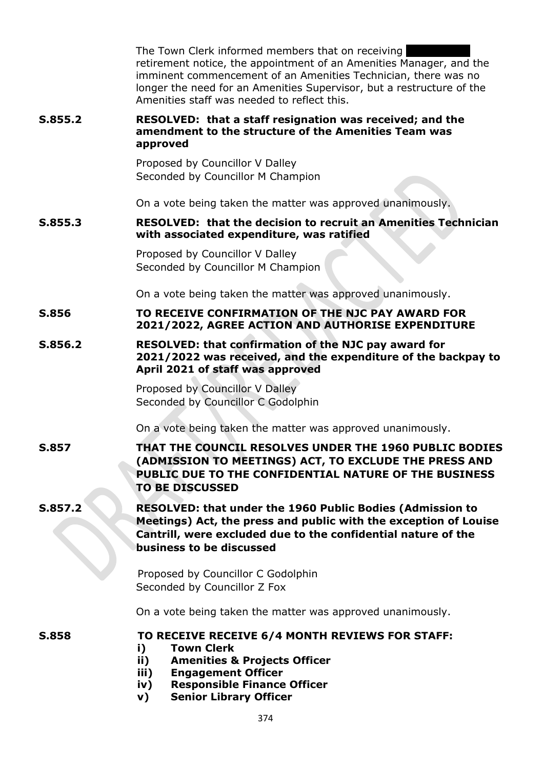The Town Clerk informed members that on receiving ██████ retirement notice, the appointment of an Amenities Manager, and the imminent commencement of an Amenities Technician, there was no longer the need for an Amenities Supervisor, but a restructure of the Amenities staff was needed to reflect this.

**S.855.2** **RESOLVED: that a staff resignation was received; and the amendment to the structure of the Amenities Team was approved**

Proposed by Councillor V Dalley
Seconded by Councillor M Champion

On a vote being taken the matter was approved unanimously.

**S.855.3** **RESOLVED: that the decision to recruit an Amenities Technician with associated expenditure, was ratified**

Proposed by Councillor V Dalley
Seconded by Councillor M Champion

On a vote being taken the matter was approved unanimously.

**S.856** **TO RECEIVE CONFIRMATION OF THE NJC PAY AWARD FOR 2021/2022, AGREE ACTION AND AUTHORISE EXPENDITURE**

**S.856.2** **RESOLVED: that confirmation of the NJC pay award for 2021/2022 was received, and the expenditure of the backpay to April 2021 of staff was approved**

Proposed by Councillor V Dalley
Seconded by Councillor C Godolphin

On a vote being taken the matter was approved unanimously.

**S.857** **THAT THE COUNCIL RESOLVES UNDER THE 1960 PUBLIC BODIES (ADMISSION TO MEETINGS) ACT, TO EXCLUDE THE PRESS AND PUBLIC DUE TO THE CONFIDENTIAL NATURE OF THE BUSINESS TO BE DISCUSSED**

**S.857.2** **RESOLVED: that under the 1960 Public Bodies (Admission to Meetings) Act, the press and public with the exception of Louise Cantrill, were excluded due to the confidential nature of the business to be discussed**

Proposed by Councillor C Godolphin
Seconded by Councillor Z Fox

On a vote being taken the matter was approved unanimously.

**S.858** **TO RECEIVE RECEIVE 6/4 MONTH REVIEWS FOR STAFF:**

- **i) Town Clerk**
- **ii) Amenities & Projects Officer**
- **iii) Engagement Officer**
- **iv) Responsible Finance Officer**
- **v) Senior Library Officer**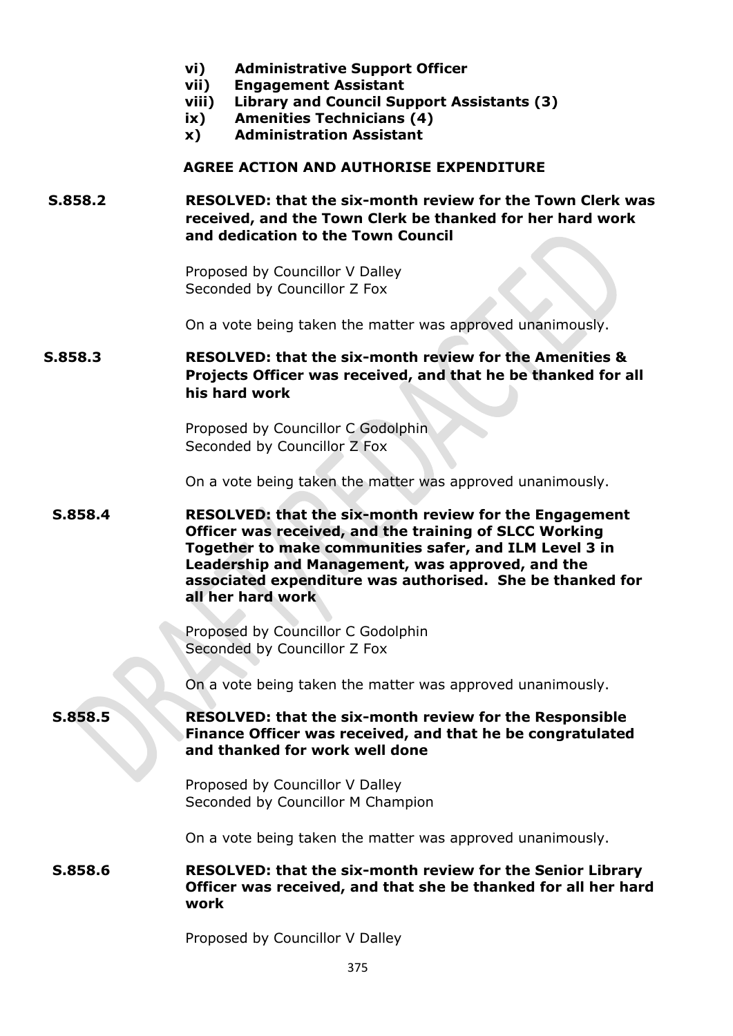- **vi) Administrative Support Officer**
- **vii) Engagement Assistant**
- **viii) Library and Council Support Assistants (3)**
- **ix) Amenities Technicians (4)**
- **x) Administration Assistant**

**AGREE ACTION AND AUTHORISE EXPENDITURE**

**S.858.2** **RESOLVED: that the six-month review for the Town Clerk was received, and the Town Clerk be thanked for her hard work and dedication to the Town Council**

Proposed by Councillor V Dalley
Seconded by Councillor Z Fox

On a vote being taken the matter was approved unanimously.

**S.858.3** **RESOLVED: that the six-month review for the Amenities & Projects Officer was received, and that he be thanked for all his hard work**

Proposed by Councillor C Godolphin
Seconded by Councillor Z Fox

On a vote being taken the matter was approved unanimously.

**S.858.4** **RESOLVED: that the six-month review for the Engagement Officer was received, and the training of SLCC Working Together to make communities safer, and ILM Level 3 in Leadership and Management, was approved, and the associated expenditure was authorised. She be thanked for all her hard work**

Proposed by Councillor C Godolphin
Seconded by Councillor Z Fox

On a vote being taken the matter was approved unanimously.

**S.858.5** **RESOLVED: that the six-month review for the Responsible Finance Officer was received, and that he be congratulated and thanked for work well done**

Proposed by Councillor V Dalley
Seconded by Councillor M Champion

On a vote being taken the matter was approved unanimously.

**S.858.6** **RESOLVED: that the six-month review for the Senior Library Officer was received, and that she be thanked for all her hard work**

Proposed by Councillor V Dalley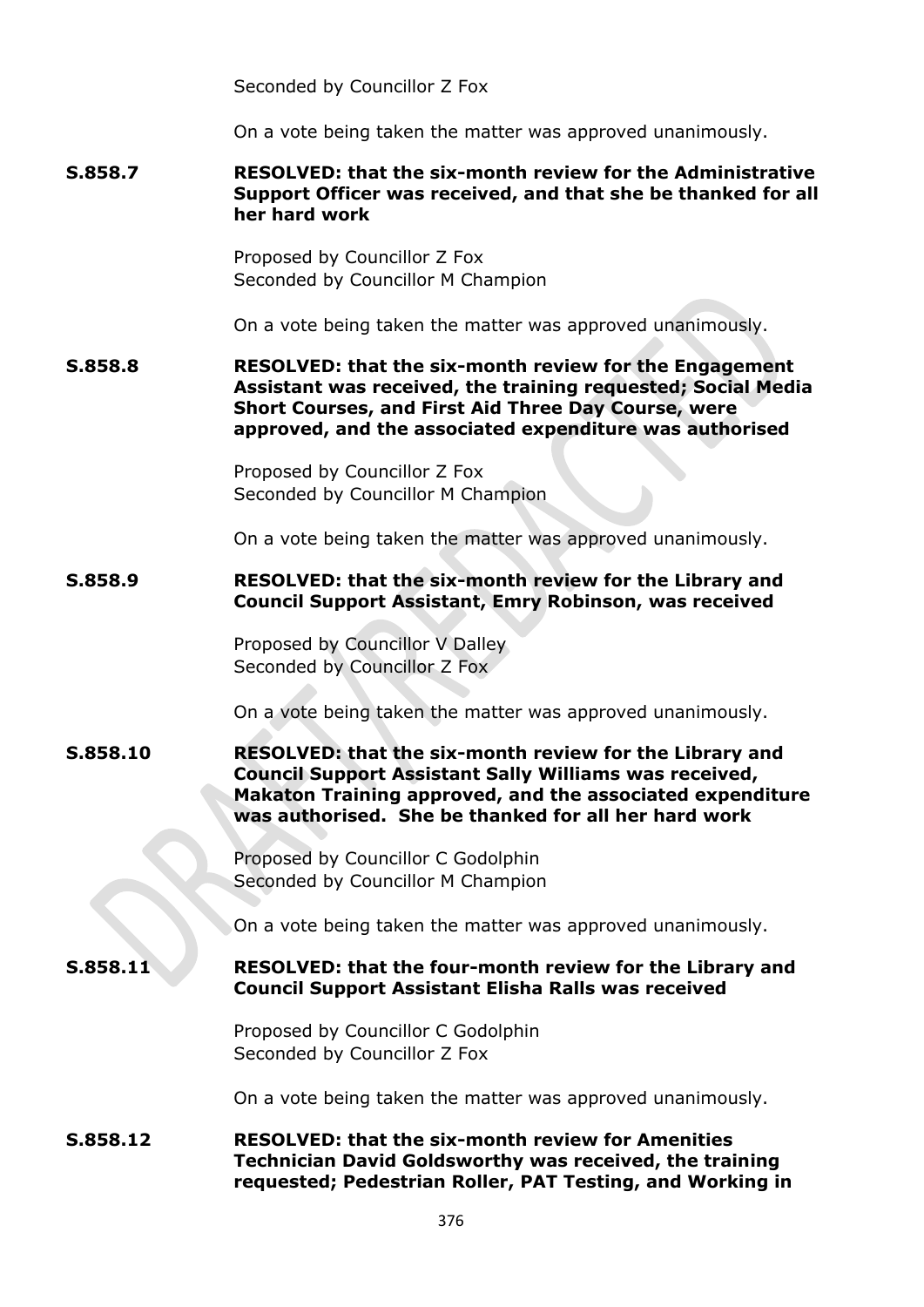Seconded by Councillor Z Fox

On a vote being taken the matter was approved unanimously.

**S.858.7 RESOLVED: that the six-month review for the Administrative Support Officer was received, and that she be thanked for all her hard work**

Proposed by Councillor Z Fox
Seconded by Councillor M Champion

On a vote being taken the matter was approved unanimously.

**S.858.8 RESOLVED: that the six-month review for the Engagement Assistant was received, the training requested; Social Media Short Courses, and First Aid Three Day Course, were approved, and the associated expenditure was authorised**

Proposed by Councillor Z Fox
Seconded by Councillor M Champion

On a vote being taken the matter was approved unanimously.

**S.858.9 RESOLVED: that the six-month review for the Library and Council Support Assistant, Emry Robinson, was received**

Proposed by Councillor V Dalley
Seconded by Councillor Z Fox

On a vote being taken the matter was approved unanimously.

**S.858.10 RESOLVED: that the six-month review for the Library and Council Support Assistant Sally Williams was received, Makaton Training approved, and the associated expenditure was authorised. She be thanked for all her hard work**

Proposed by Councillor C Godolphin
Seconded by Councillor M Champion

On a vote being taken the matter was approved unanimously.

**S.858.11 RESOLVED: that the four-month review for the Library and Council Support Assistant Elisha Ralls was received**

Proposed by Councillor C Godolphin
Seconded by Councillor Z Fox

On a vote being taken the matter was approved unanimously.

**S.858.12 RESOLVED: that the six-month review for Amenities Technician David Goldsworthy was received, the training requested; Pedestrian Roller, PAT Testing, and Working in**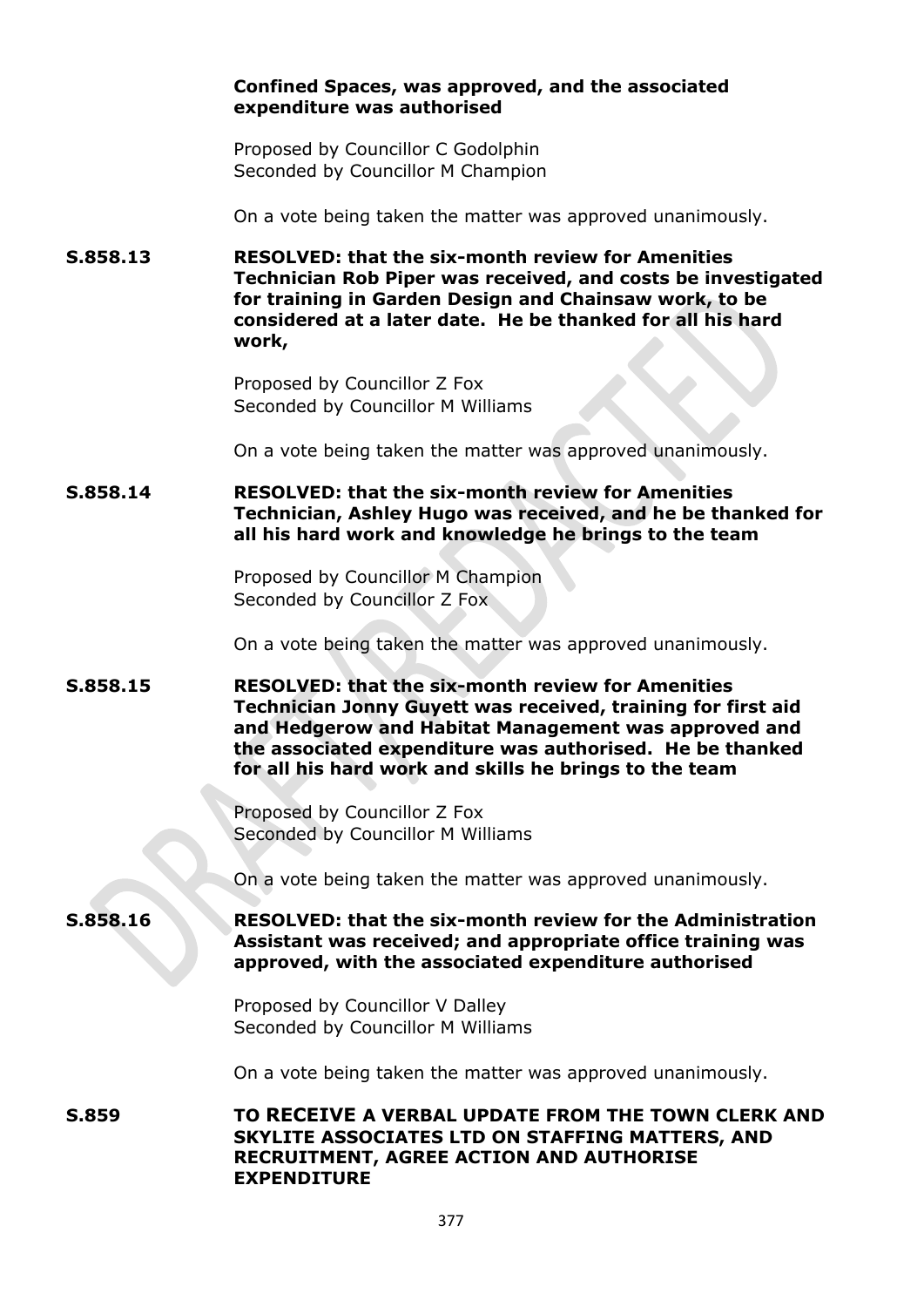**Confined Spaces, was approved, and the associated expenditure was authorised**

Proposed by Councillor C Godolphin
Seconded by Councillor M Champion

On a vote being taken the matter was approved unanimously.

**S.858.13** **RESOLVED: that the six-month review for Amenities Technician Rob Piper was received, and costs be investigated for training in Garden Design and Chainsaw work, to be considered at a later date. He be thanked for all his hard work,**

Proposed by Councillor Z Fox
Seconded by Councillor M Williams

On a vote being taken the matter was approved unanimously.

**S.858.14** **RESOLVED: that the six-month review for Amenities Technician, Ashley Hugo was received, and he be thanked for all his hard work and knowledge he brings to the team**

Proposed by Councillor M Champion
Seconded by Councillor Z Fox

On a vote being taken the matter was approved unanimously.

**S.858.15** **RESOLVED: that the six-month review for Amenities Technician Jonny Guyett was received, training for first aid and Hedgerow and Habitat Management was approved and the associated expenditure was authorised. He be thanked for all his hard work and skills he brings to the team**

Proposed by Councillor Z Fox
Seconded by Councillor M Williams

On a vote being taken the matter was approved unanimously.

**S.858.16** **RESOLVED: that the six-month review for the Administration Assistant was received; and appropriate office training was approved, with the associated expenditure authorised**

Proposed by Councillor V Dalley
Seconded by Councillor M Williams

On a vote being taken the matter was approved unanimously.

**S.859** **TO RECEIVE A VERBAL UPDATE FROM THE TOWN CLERK AND SKYLITE ASSOCIATES LTD ON STAFFING MATTERS, AND RECRUITMENT, AGREE ACTION AND AUTHORISE EXPENDITURE**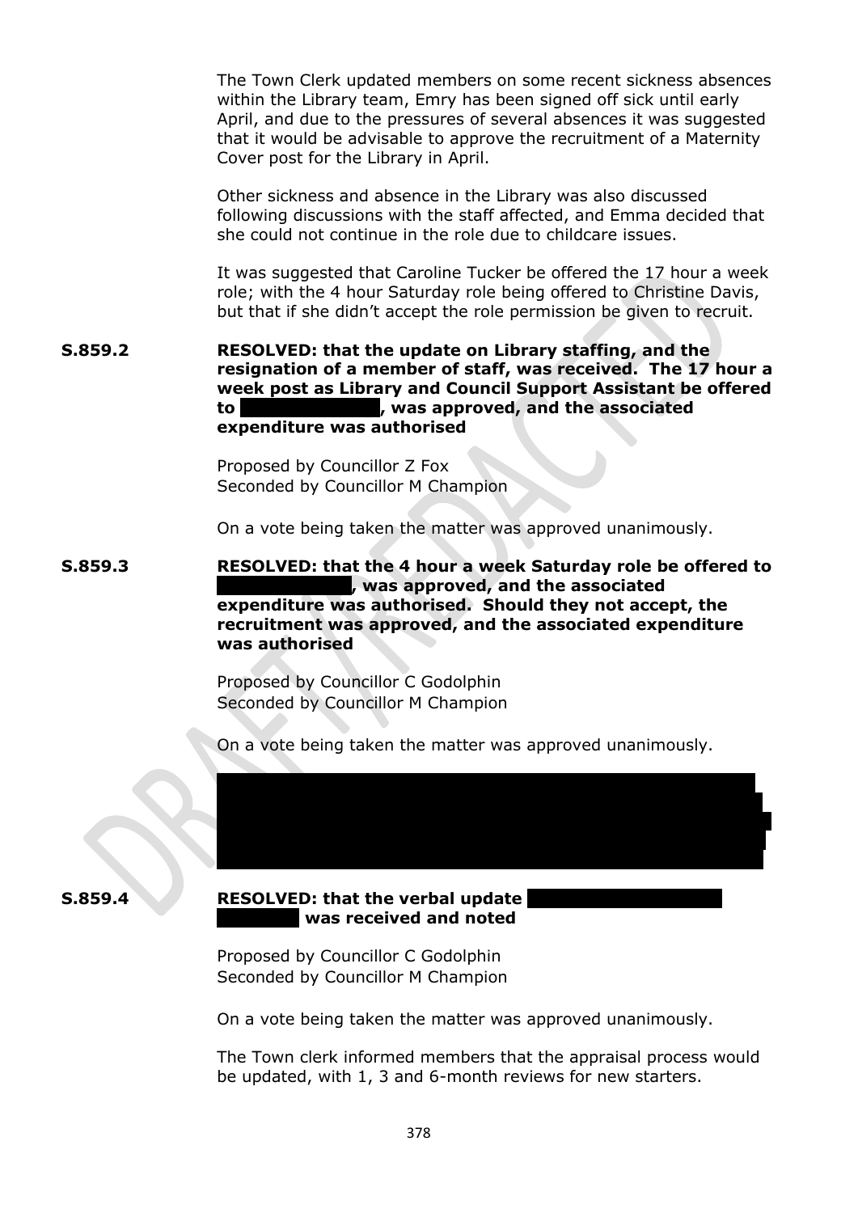The Town Clerk updated members on some recent sickness absences within the Library team, Emry has been signed off sick until early April, and due to the pressures of several absences it was suggested that it would be advisable to approve the recruitment of a Maternity Cover post for the Library in April.

Other sickness and absence in the Library was also discussed following discussions with the staff affected, and Emma decided that she could not continue in the role due to childcare issues.

It was suggested that Caroline Tucker be offered the 17 hour a week role; with the 4 hour Saturday role being offered to Christine Davis, but that if she didn't accept the role permission be given to recruit.

**S.859.2** **RESOLVED: that the update on Library staffing, and the resignation of a member of staff, was received. The 17 hour a week post as Library and Council Support Assistant be offered to [REDACTED], was approved, and the associated expenditure was authorised**

Proposed by Councillor Z Fox
Seconded by Councillor M Champion

On a vote being taken the matter was approved unanimously.

**S.859.3** **RESOLVED: that the 4 hour a week Saturday role be offered to [REDACTED], was approved, and the associated expenditure was authorised. Should they not accept, the recruitment was approved, and the associated expenditure was authorised**

Proposed by Councillor C Godolphin
Seconded by Councillor M Champion

On a vote being taken the matter was approved unanimously.

[REDACTED]

**S.859.4** **RESOLVED: that the verbal update [REDACTED] was received and noted**

Proposed by Councillor C Godolphin
Seconded by Councillor M Champion

On a vote being taken the matter was approved unanimously.

The Town clerk informed members that the appraisal process would be updated, with 1, 3 and 6-month reviews for new starters.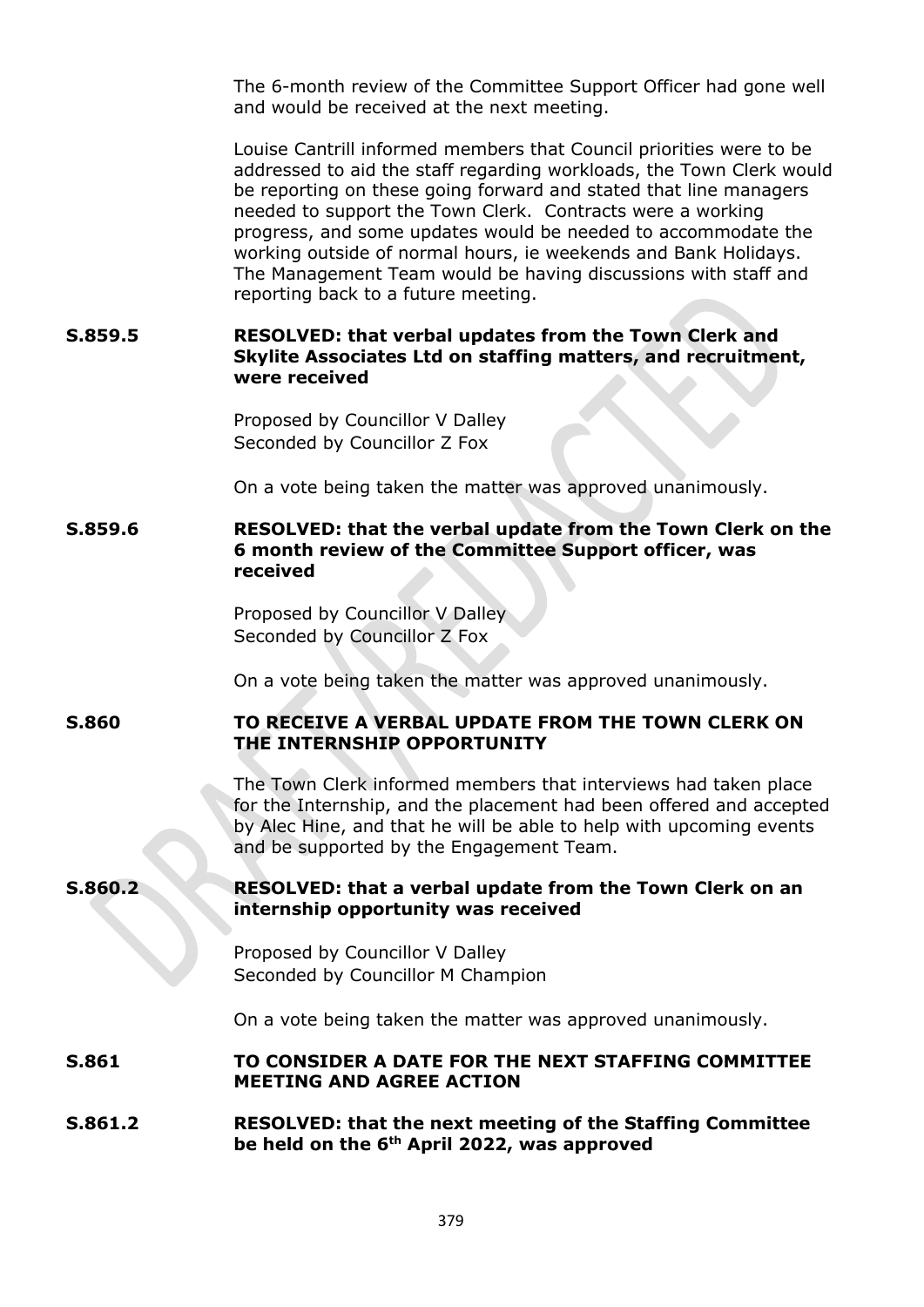The 6-month review of the Committee Support Officer had gone well and would be received at the next meeting.

Louise Cantrill informed members that Council priorities were to be addressed to aid the staff regarding workloads, the Town Clerk would be reporting on these going forward and stated that line managers needed to support the Town Clerk. Contracts were a working progress, and some updates would be needed to accommodate the working outside of normal hours, ie weekends and Bank Holidays. The Management Team would be having discussions with staff and reporting back to a future meeting.

**S.859.5 RESOLVED: that verbal updates from the Town Clerk and Skylite Associates Ltd on staffing matters, and recruitment, were received**

Proposed by Councillor V Dalley
Seconded by Councillor Z Fox

On a vote being taken the matter was approved unanimously.

**S.859.6 RESOLVED: that the verbal update from the Town Clerk on the 6 month review of the Committee Support officer, was received**

Proposed by Councillor V Dalley
Seconded by Councillor Z Fox

On a vote being taken the matter was approved unanimously.

**S.860 TO RECEIVE A VERBAL UPDATE FROM THE TOWN CLERK ON THE INTERNSHIP OPPORTUNITY**

The Town Clerk informed members that interviews had taken place for the Internship, and the placement had been offered and accepted by Alec Hine, and that he will be able to help with upcoming events and be supported by the Engagement Team.

**S.860.2 RESOLVED: that a verbal update from the Town Clerk on an internship opportunity was received**

Proposed by Councillor V Dalley
Seconded by Councillor M Champion

On a vote being taken the matter was approved unanimously.

**S.861 TO CONSIDER A DATE FOR THE NEXT STAFFING COMMITTEE MEETING AND AGREE ACTION**

**S.861.2 RESOLVED: that the next meeting of the Staffing Committee be held on the 6th April 2022, was approved**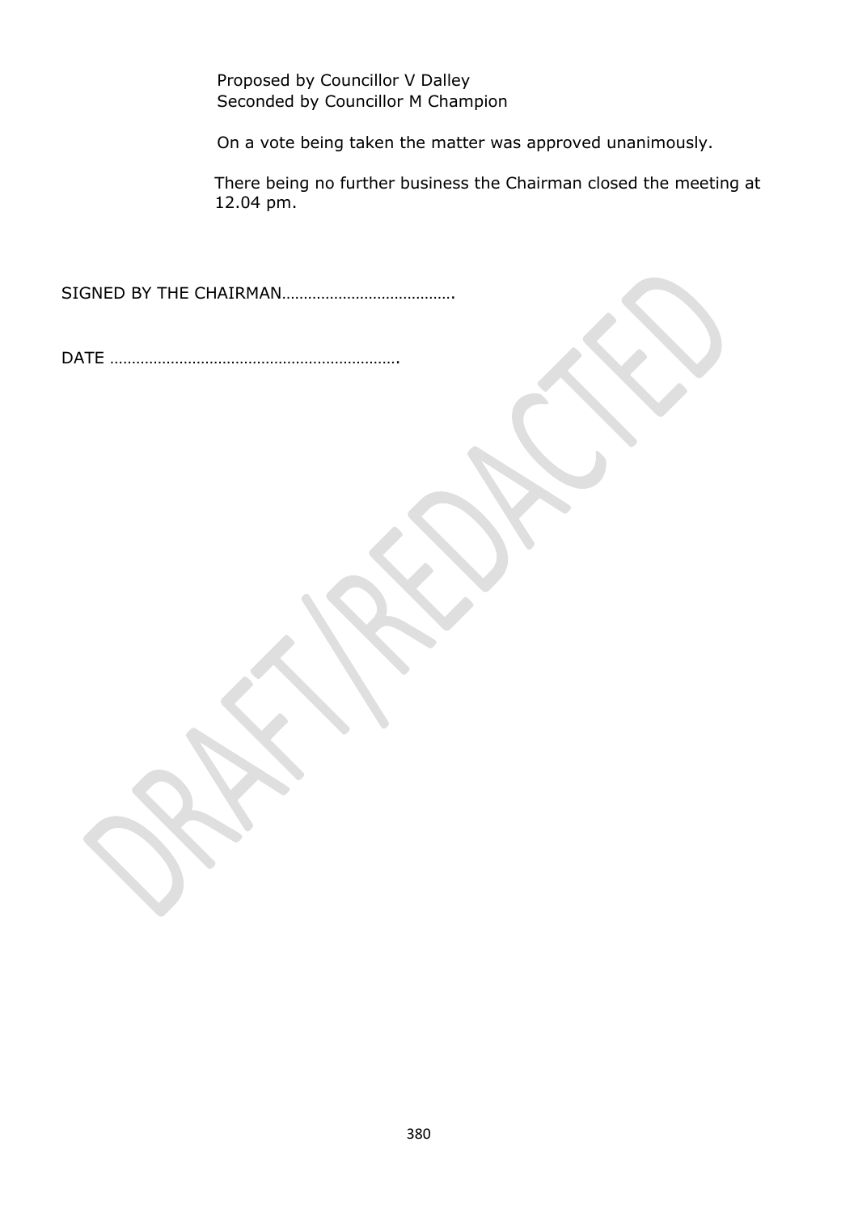Proposed by Councillor V Dalley
Seconded by Councillor M Champion

On a vote being taken the matter was approved unanimously.

There being no further business the Chairman closed the meeting at 12.04 pm.

SIGNED BY THE CHAIRMAN………………………………….

DATE ………………………………………………………….